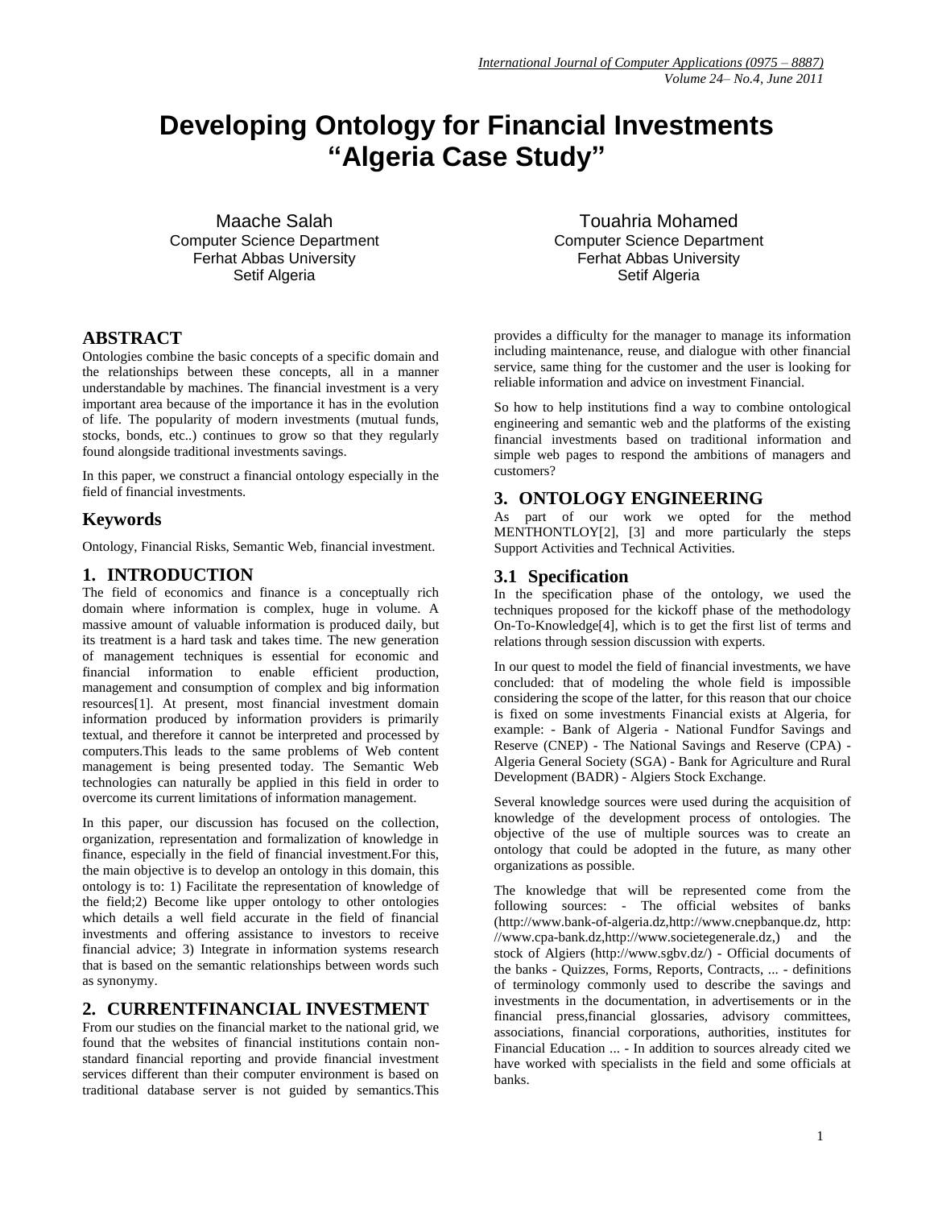# Developing Ontology for Financial Investments "Algeria Case Study"

Maache Salah
Computer Science Department
Ferhat Abbas University
Setif Algeria

Touahria Mohamed
Computer Science Department
Ferhat Abbas University
Setif Algeria

## ABSTRACT

Ontologies combine the basic concepts of a specific domain and the relationships between these concepts, all in a manner understandable by machines. The financial investment is a very important area because of the importance it has in the evolution of life. The popularity of modern investments (mutual funds, stocks, bonds, etc..) continues to grow so that they regularly found alongside traditional investments savings.

In this paper, we construct a financial ontology especially in the field of financial investments.

## Keywords

Ontology, Financial Risks, Semantic Web, financial investment.

## 1. INTRODUCTION

The field of economics and finance is a conceptually rich domain where information is complex, huge in volume. A massive amount of valuable information is produced daily, but its treatment is a hard task and takes time. The new generation of management techniques is essential for economic and financial information to enable efficient production, management and consumption of complex and big information resources[1]. At present, most financial investment domain information produced by information providers is primarily textual, and therefore it cannot be interpreted and processed by computers.This leads to the same problems of Web content management is being presented today. The Semantic Web technologies can naturally be applied in this field in order to overcome its current limitations of information management.

In this paper, our discussion has focused on the collection, organization, representation and formalization of knowledge in finance, especially in the field of financial investment.For this, the main objective is to develop an ontology in this domain, this ontology is to: 1) Facilitate the representation of knowledge of the field;2) Become like upper ontology to other ontologies which details a well field accurate in the field of financial investments and offering assistance to investors to receive financial advice; 3) Integrate in information systems research that is based on the semantic relationships between words such as synonymy.

## 2. CURRENTFINANCIAL INVESTMENT

From our studies on the financial market to the national grid, we found that the websites of financial institutions contain non-standard financial reporting and provide financial investment services different than their computer environment is based on traditional database server is not guided by semantics.This provides a difficulty for the manager to manage its information including maintenance, reuse, and dialogue with other financial service, same thing for the customer and the user is looking for reliable information and advice on investment Financial.

So how to help institutions find a way to combine ontological engineering and semantic web and the platforms of the existing financial investments based on traditional information and simple web pages to respond the ambitions of managers and customers?

## 3. ONTOLOGY ENGINEERING

As part of our work we opted for the method MENTHONTLOY[2], [3] and more particularly the steps Support Activities and Technical Activities.

### 3.1 Specification

In the specification phase of the ontology, we used the techniques proposed for the kickoff phase of the methodology On-To-Knowledge[4], which is to get the first list of terms and relations through session discussion with experts.

In our quest to model the field of financial investments, we have concluded: that of modeling the whole field is impossible considering the scope of the latter, for this reason that our choice is fixed on some investments Financial exists at Algeria, for example: - Bank of Algeria - National Fundfor Savings and Reserve (CNEP) - The National Savings and Reserve (CPA) - Algeria General Society (SGA) - Bank for Agriculture and Rural Development (BADR) - Algiers Stock Exchange.

Several knowledge sources were used during the acquisition of knowledge of the development process of ontologies. The objective of the use of multiple sources was to create an ontology that could be adopted in the future, as many other organizations as possible.

The knowledge that will be represented come from the following sources: - The official websites of banks (http://www.bank-of-algeria.dz,http://www.cnepbanque.dz, http: //www.cpa-bank.dz,http://www.societegenerale.dz,) and the stock of Algiers (http://www.sgbv.dz/) - Official documents of the banks - Quizzes, Forms, Reports, Contracts, ... - definitions of terminology commonly used to describe the savings and investments in the documentation, in advertisements or in the financial press,financial glossaries, advisory committees, associations, financial corporations, authorities, institutes for Financial Education ... - In addition to sources already cited we have worked with specialists in the field and some officials at banks.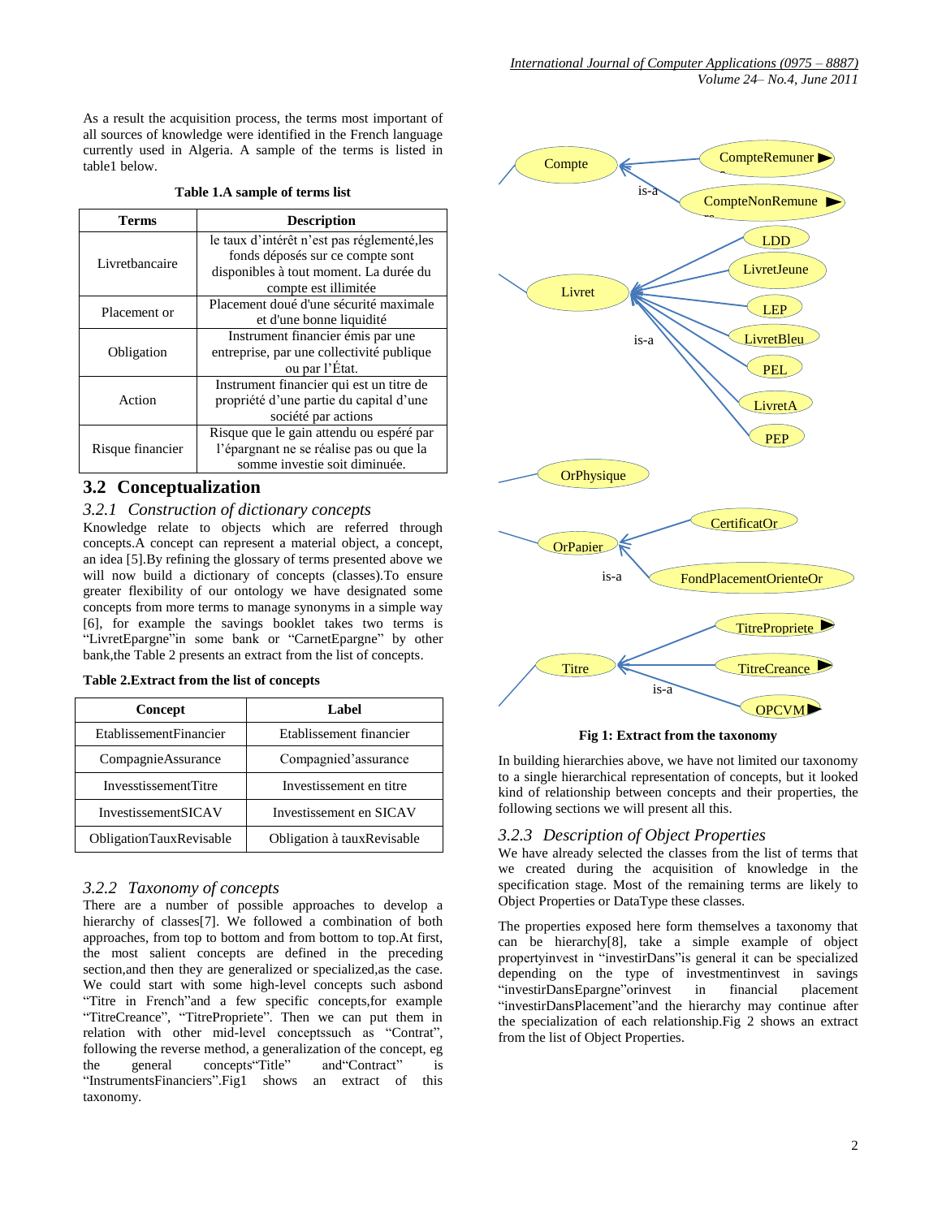As a result the acquisition process, the terms most important of all sources of knowledge were identified in the French language currently used in Algeria. A sample of the terms is listed in table1 below.

**Table 1.A sample of terms list**

| Terms | Description |
|---|---|
| Livretbancaire | le taux d'intérêt n'est pas réglementé,les fonds déposés sur ce compte sont disponibles à tout moment. La durée du compte est illimitée |
| Placement or | Placement doué d'une sécurité maximale et d'une bonne liquidité |
| Obligation | Instrument financier émis par une entreprise, par une collectivité publique ou par l'État. |
| Action | Instrument financier qui est un titre de propriété d'une partie du capital d'une société par actions |
| Risque financier | Risque que le gain attendu ou espéré par l'épargnant ne se réalise pas ou que la somme investie soit diminuée. |

## 3.2 Conceptualization

### *3.2.1 Construction of dictionary concepts*

Knowledge relate to objects which are referred through concepts.A concept can represent a material object, a concept, an idea [5].By refining the glossary of terms presented above we will now build a dictionary of concepts (classes).To ensure greater flexibility of our ontology we have designated some concepts from more terms to manage synonyms in a simple way [6], for example the savings booklet takes two terms is "LivretEpargne"in some bank or "CarnetEpargne" by other bank,the Table 2 presents an extract from the list of concepts.

**Table 2.Extract from the list of concepts**

| Concept | Label |
|---|---|
| EtablissementFinancier | Etablissement financier |
| CompagnieAssurance | Compagnied'assurance |
| InvesstissementTitre | Investissement en titre |
| InvestissementSICAV | Investissement en SICAV |
| ObligationTauxRevisable | Obligation à tauxRevisable |

### *3.2.2 Taxonomy of concepts*

There are a number of possible approaches to develop a hierarchy of classes[7]. We followed a combination of both approaches, from top to bottom and from bottom to top.At first, the most salient concepts are defined in the preceding section,and then they are generalized or specialized,as the case. We could start with some high-level concepts such asbond "Titre in French"and a few specific concepts,for example "TitreCreance", "TitrePropriete". Then we can put them in relation with other mid-level conceptssuch as "Contrat", following the reverse method, a generalization of the concept, eg the general concepts"Title" and"Contract" is "InstrumentsFinanciers".Fig1 shows an extract of this taxonomy.

Compte — is-a: CompteRemuner, CompteNonRemune

Livret — is-a: LDD, LivretJeune, LEP, LivretBleu, PEL, LivretA, PEP

OrPhysique

OrPapier — is-a: CertificatOr, FondPlacementOrienteOr

Titre — is-a: TitrePropriete, TitreCreance, OPCVM

**Fig 1: Extract from the taxonomy**

In building hierarchies above, we have not limited our taxonomy to a single hierarchical representation of concepts, but it looked kind of relationship between concepts and their properties, the following sections we will present all this.

### *3.2.3 Description of Object Properties*

We have already selected the classes from the list of terms that we created during the acquisition of knowledge in the specification stage. Most of the remaining terms are likely to Object Properties or DataType these classes.

The properties exposed here form themselves a taxonomy that can be hierarchy[8], take a simple example of object propertyinvest in "investirDans"is general it can be specialized depending on the type of investmentinvest in savings "investirDansEpargne"orinvest in financial placement "investirDansPlacement"and the hierarchy may continue after the specialization of each relationship.Fig 2 shows an extract from the list of Object Properties.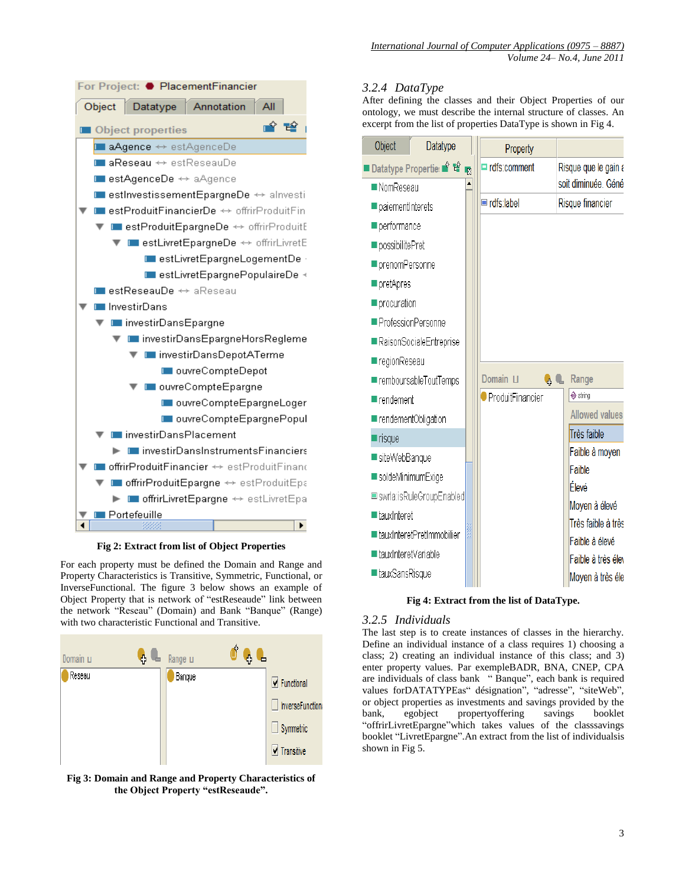Fig 2: Extract from list of Object Properties

For each property must be defined the Domain and Range and Property Characteristics is Transitive, Symmetric, Functional, or InverseFunctional. The figure 3 below shows an example of Object Property that is network of "estReseaude" link between the network "Reseau" (Domain) and Bank "Banque" (Range) with two characteristic Functional and Transitive.

Fig 3: Domain and Range and Property Characteristics of the Object Property "estReseaude".

### 3.2.4 *DataType*

After defining the classes and their Object Properties of our ontology, we must describe the internal structure of classes. An excerpt from the list of properties DataType is shown in Fig 4.

Fig 4: Extract from the list of DataType.

### 3.2.5 *Individuals*

The last step is to create instances of classes in the hierarchy. Define an individual instance of a class requires 1) choosing a class; 2) creating an individual instance of this class; and 3) enter property values. Par exempleBADR, BNA, CNEP, CPA are individuals of class bank " Banque", each bank is required values forDATATYPEas" désignation", "adresse", "siteWeb", or object properties as investments and savings provided by the bank, egobject propertyoffering savings booklet "offrirLivretEpargne"which takes values of the classsavings booklet "LivretEpargne".An extract from the list of individualsis shown in Fig 5.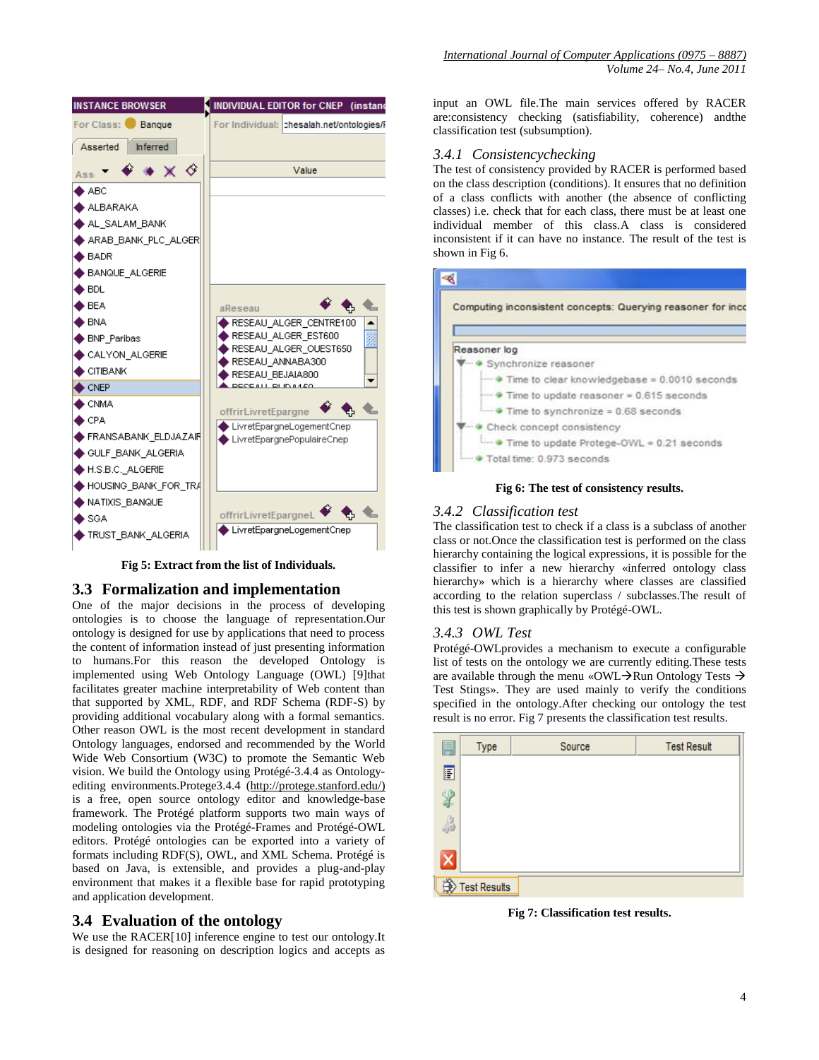Fig 5: Extract from the list of Individuals.

## 3.3 Formalization and implementation

One of the major decisions in the process of developing ontologies is to choose the language of representation.Our ontology is designed for use by applications that need to process the content of information instead of just presenting information to humans.For this reason the developed Ontology is implemented using Web Ontology Language (OWL) [9]that facilitates greater machine interpretability of Web content than that supported by XML, RDF, and RDF Schema (RDF-S) by providing additional vocabulary along with a formal semantics. Other reason OWL is the most recent development in standard Ontology languages, endorsed and recommended by the World Wide Web Consortium (W3C) to promote the Semantic Web vision. We build the Ontology using Protégé-3.4.4 as Ontology-editing environments.Protege3.4.4 (http://protege.stanford.edu/) is a free, open source ontology editor and knowledge-base framework. The Protégé platform supports two main ways of modeling ontologies via the Protégé-Frames and Protégé-OWL editors. Protégé ontologies can be exported into a variety of formats including RDF(S), OWL, and XML Schema. Protégé is based on Java, is extensible, and provides a plug-and-play environment that makes it a flexible base for rapid prototyping and application development.

## 3.4 Evaluation of the ontology

We use the RACER[10] inference engine to test our ontology.It is designed for reasoning on description logics and accepts as input an OWL file.The main services offered by RACER are:consistency checking (satisfiability, coherence) andthe classification test (subsumption).

### 3.4.1 Consistencychecking

The test of consistency provided by RACER is performed based on the class description (conditions). It ensures that no definition of a class conflicts with another (the absence of conflicting classes) i.e. check that for each class, there must be at least one individual member of this class.A class is considered inconsistent if it can have no instance. The result of the test is shown in Fig 6.

Fig 6: The test of consistency results.

### 3.4.2 Classification test

The classification test to check if a class is a subclass of another class or not.Once the classification test is performed on the class hierarchy containing the logical expressions, it is possible for the classifier to infer a new hierarchy «inferred ontology class hierarchy» which is a hierarchy where classes are classified according to the relation superclass / subclasses.The result of this test is shown graphically by Protégé-OWL.

### 3.4.3 OWL Test

Protégé-OWLprovides a mechanism to execute a configurable list of tests on the ontology we are currently editing.These tests are available through the menu «OWL→Run Ontology Tests → Test Stings». They are used mainly to verify the conditions specified in the ontology.After checking our ontology the test result is no error. Fig 7 presents the classification test results.

Fig 7: Classification test results.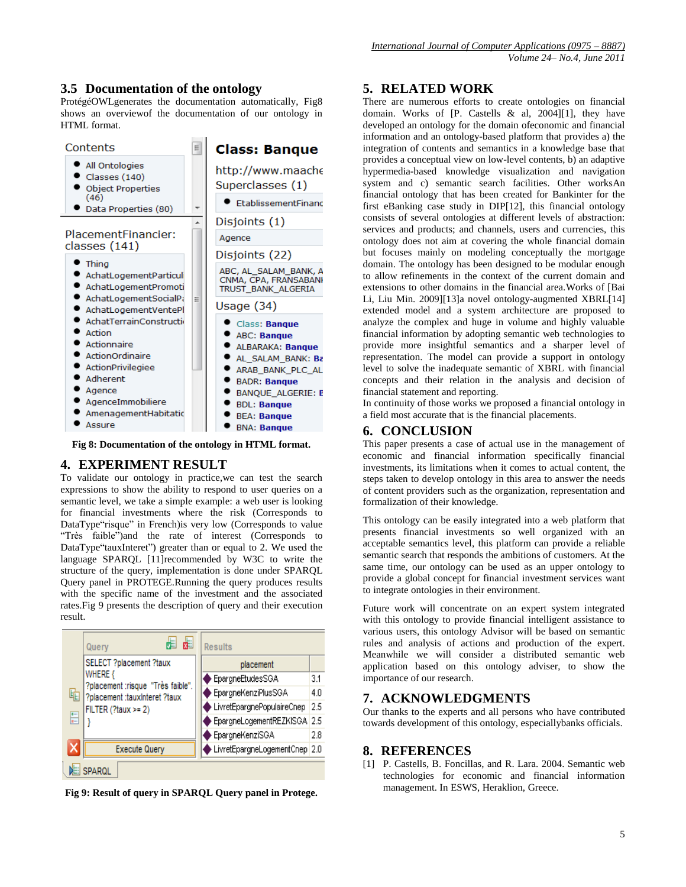### 3.5 Documentation of the ontology

ProtégéOWLgenerates the documentation automatically, Fig8 shows an overviewof the documentation of our ontology in HTML format.

**Fig 8: Documentation of the ontology in HTML format.**

## 4. EXPERIMENT RESULT

To validate our ontology in practice,we can test the search expressions to show the ability to respond to user queries on a semantic level, we take a simple example: a web user is looking for financial investments where the risk (Corresponds to DataType"risque" in French)is very low (Corresponds to value "Très faible")and the rate of interest (Corresponds to DataType"tauxInteret") greater than or equal to 2. We used the language SPARQL [11]recommended by W3C to write the structure of the query, implementation is done under SPARQL Query panel in PROTEGE.Running the query produces results with the specific name of the investment and the associated rates.Fig 9 presents the description of query and their execution result.

```
SELECT ?placement ?taux
WHERE {
?placement :risque "Très faible".
?placement :tauxInteret ?taux
FILTER (?taux >= 2)
}
```

| placement | |
|---|---|
| EpargneEtudesSGA | 3.1 |
| EpargneKenziPlusSGA | 4.0 |
| LivretEpargnePopulaireCnep | 2.5 |
| EpargneLogementREZKISGA | 2.5 |
| EpargneKenziSGA | 2.8 |
| LivretEpargneLogementCnep | 2.0 |

**Fig 9: Result of query in SPARQL Query panel in Protege.**

## 5. RELATED WORK

There are numerous efforts to create ontologies on financial domain. Works of [P. Castells & al, 2004][1], they have developed an ontology for the domain ofeconomic and financial information and an ontology-based platform that provides a) the integration of contents and semantics in a knowledge base that provides a conceptual view on low-level contents, b) an adaptive hypermedia-based knowledge visualization and navigation system and c) semantic search facilities. Other worksAn financial ontology that has been created for Bankinter for the first eBanking case study in DIP[12], this financial ontology consists of several ontologies at different levels of abstraction: services and products; and channels, users and currencies, this ontology does not aim at covering the whole financial domain but focuses mainly on modeling conceptually the mortgage domain. The ontology has been designed to be modular enough to allow refinements in the context of the current domain and extensions to other domains in the financial area.Works of [Bai Li, Liu Min. 2009][13]a novel ontology-augmented XBRL[14] extended model and a system architecture are proposed to analyze the complex and huge in volume and highly valuable financial information by adopting semantic web technologies to provide more insightful semantics and a sharper level of representation. The model can provide a support in ontology level to solve the inadequate semantic of XBRL with financial concepts and their relation in the analysis and decision of financial statement and reporting.

In continuity of those works we proposed a financial ontology in a field most accurate that is the financial placements.

## 6. CONCLUSION

This paper presents a case of actual use in the management of economic and financial information specifically financial investments, its limitations when it comes to actual content, the steps taken to develop ontology in this area to answer the needs of content providers such as the organization, representation and formalization of their knowledge.

This ontology can be easily integrated into a web platform that presents financial investments so well organized with an acceptable semantics level, this platform can provide a reliable semantic search that responds the ambitions of customers. At the same time, our ontology can be used as an upper ontology to provide a global concept for financial investment services want to integrate ontologies in their environment.

Future work will concentrate on an expert system integrated with this ontology to provide financial intelligent assistance to various users, this ontology Advisor will be based on semantic rules and analysis of actions and production of the expert. Meanwhile we will consider a distributed semantic web application based on this ontology adviser, to show the importance of our research.

## 7. ACKNOWLEDGMENTS

Our thanks to the experts and all persons who have contributed towards development of this ontology, especiallybanks officials.

## 8. REFERENCES

[1] P. Castells, B. Foncillas, and R. Lara. 2004. Semantic web technologies for economic and financial information management. In ESWS, Heraklion, Greece.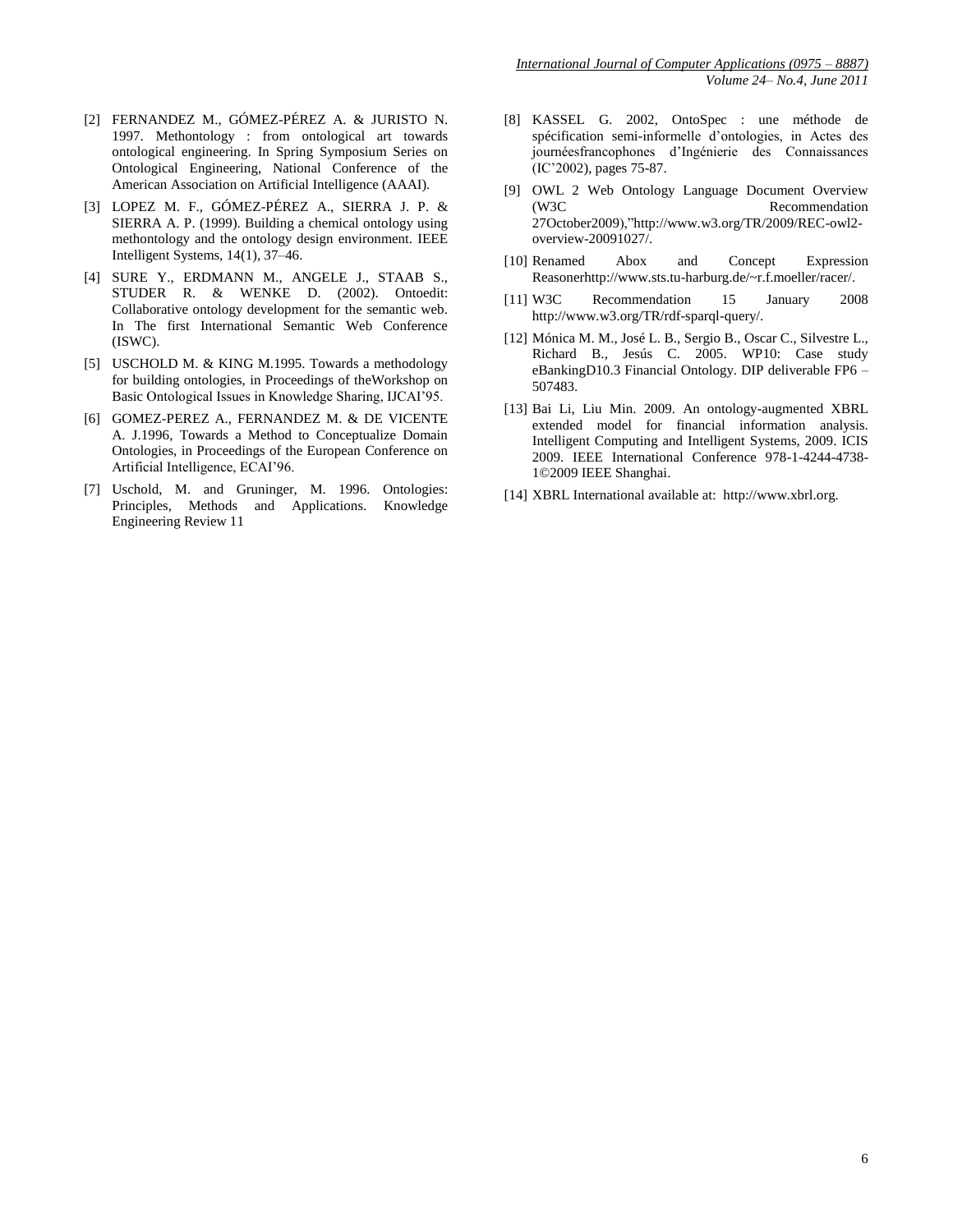[2] FERNANDEZ M., GÓMEZ-PÉREZ A. & JURISTO N. 1997. Methontology : from ontological art towards ontological engineering. In Spring Symposium Series on Ontological Engineering, National Conference of the American Association on Artificial Intelligence (AAAI).

[3] LOPEZ M. F., GÓMEZ-PÉREZ A., SIERRA J. P. & SIERRA A. P. (1999). Building a chemical ontology using methontology and the ontology design environment. IEEE Intelligent Systems, 14(1), 37–46.

[4] SURE Y., ERDMANN M., ANGELE J., STAAB S., STUDER R. & WENKE D. (2002). Ontoedit: Collaborative ontology development for the semantic web. In The first International Semantic Web Conference (ISWC).

[5] USCHOLD M. & KING M.1995. Towards a methodology for building ontologies, in Proceedings of theWorkshop on Basic Ontological Issues in Knowledge Sharing, IJCAI'95.

[6] GOMEZ-PEREZ A., FERNANDEZ M. & DE VICENTE A. J.1996, Towards a Method to Conceptualize Domain Ontologies, in Proceedings of the European Conference on Artificial Intelligence, ECAI'96.

[7] Uschold, M. and Gruninger, M. 1996. Ontologies: Principles, Methods and Applications. Knowledge Engineering Review 11

[8] KASSEL G. 2002, OntoSpec : une méthode de spécification semi-informelle d'ontologies, in Actes des journéesfrancophones d'Ingénierie des Connaissances (IC'2002), pages 75-87.

[9] OWL 2 Web Ontology Language Document Overview (W3C Recommendation 27October2009),"http://www.w3.org/TR/2009/REC-owl2-overview-20091027/.

[10] Renamed Abox and Concept Expression Reasonerhttp://www.sts.tu-harburg.de/~r.f.moeller/racer/.

[11] W3C Recommendation 15 January 2008 http://www.w3.org/TR/rdf-sparql-query/.

[12] Mónica M. M., José L. B., Sergio B., Oscar C., Silvestre L., Richard B., Jesús C. 2005. WP10: Case study eBankingD10.3 Financial Ontology. DIP deliverable FP6 – 507483.

[13] Bai Li, Liu Min. 2009. An ontology-augmented XBRL extended model for financial information analysis. Intelligent Computing and Intelligent Systems, 2009. ICIS 2009. IEEE International Conference 978-1-4244-4738-1©2009 IEEE Shanghai.

[14] XBRL International available at: http://www.xbrl.org.